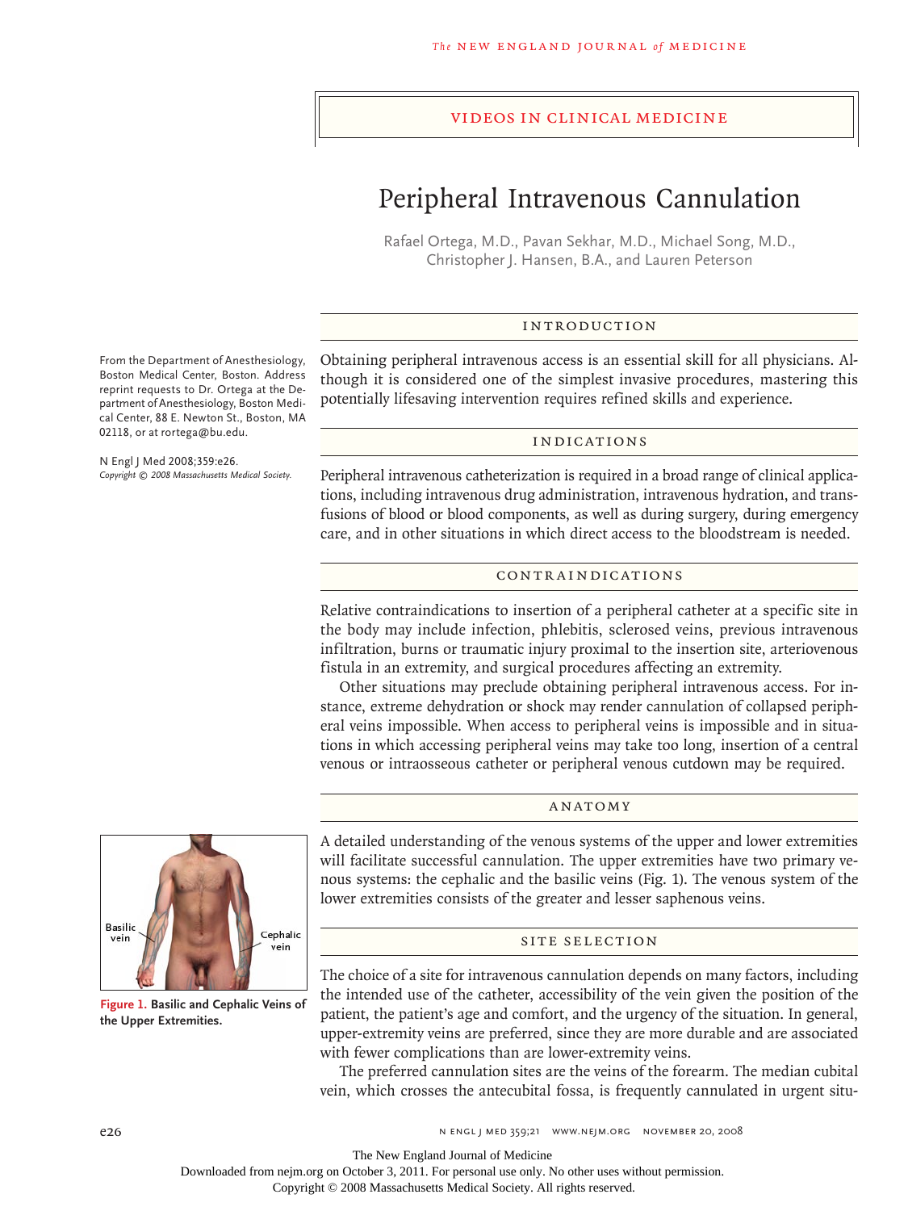VIDEOS IN CLINICAL MEDICINE

# Peripheral Intravenous Cannulation

Rafael Ortega, M.D., Pavan Sekhar, M.D., Michael Song, M.D., Christopher J. Hansen, B.A., and Lauren Peterson

From the Department of Anesthesiology, Boston Medical Center, Boston. Address reprint requests to Dr. Ortega at the Department of Anesthesiology, Boston Medical Center, 88 E. Newton St., Boston, MA 02118, or at rortega@bu.edu.

N Engl J Med 2008;359:e26.
*Copyright © 2008 Massachusetts Medical Society.*

## INTRODUCTION

Obtaining peripheral intravenous access is an essential skill for all physicians. Although it is considered one of the simplest invasive procedures, mastering this potentially lifesaving intervention requires refined skills and experience.

## INDICATIONS

Peripheral intravenous catheterization is required in a broad range of clinical applications, including intravenous drug administration, intravenous hydration, and transfusions of blood or blood components, as well as during surgery, during emergency care, and in other situations in which direct access to the bloodstream is needed.

## CONTRAINDICATIONS

Relative contraindications to insertion of a peripheral catheter at a specific site in the body may include infection, phlebitis, sclerosed veins, previous intravenous infiltration, burns or traumatic injury proximal to the insertion site, arteriovenous fistula in an extremity, and surgical procedures affecting an extremity.

Other situations may preclude obtaining peripheral intravenous access. For instance, extreme dehydration or shock may render cannulation of collapsed peripheral veins impossible. When access to peripheral veins is impossible and in situations in which accessing peripheral veins may take too long, insertion of a central venous or intraosseous catheter or peripheral venous cutdown may be required.

## ANATOMY

A detailed understanding of the venous systems of the upper and lower extremities will facilitate successful cannulation. The upper extremities have two primary venous systems: the cephalic and the basilic veins (Fig. 1). The venous system of the lower extremities consists of the greater and lesser saphenous veins.

Basilic vein
Cephalic vein

**Figure 1. Basilic and Cephalic Veins of the Upper Extremities.**

## SITE SELECTION

The choice of a site for intravenous cannulation depends on many factors, including the intended use of the catheter, accessibility of the vein given the position of the patient, the patient's age and comfort, and the urgency of the situation. In general, upper-extremity veins are preferred, since they are more durable and are associated with fewer complications than are lower-extremity veins.

The preferred cannulation sites are the veins of the forearm. The median cubital vein, which crosses the antecubital fossa, is frequently cannulated in urgent situ-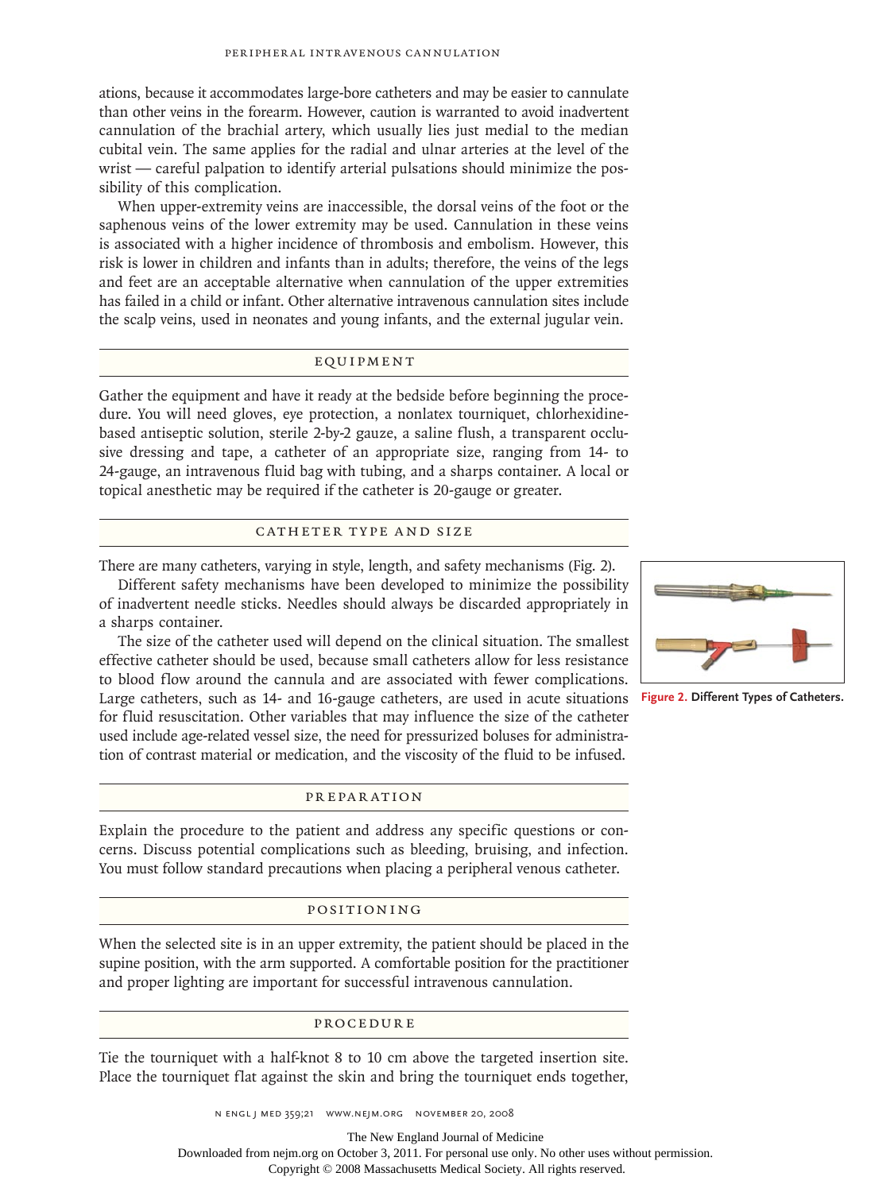ations, because it accommodates large-bore catheters and may be easier to cannulate than other veins in the forearm. However, caution is warranted to avoid inadvertent cannulation of the brachial artery, which usually lies just medial to the median cubital vein. The same applies for the radial and ulnar arteries at the level of the wrist — careful palpation to identify arterial pulsations should minimize the possibility of this complication.

When upper-extremity veins are inaccessible, the dorsal veins of the foot or the saphenous veins of the lower extremity may be used. Cannulation in these veins is associated with a higher incidence of thrombosis and embolism. However, this risk is lower in children and infants than in adults; therefore, the veins of the legs and feet are an acceptable alternative when cannulation of the upper extremities has failed in a child or infant. Other alternative intravenous cannulation sites include the scalp veins, used in neonates and young infants, and the external jugular vein.

## EQUIPMENT

Gather the equipment and have it ready at the bedside before beginning the procedure. You will need gloves, eye protection, a nonlatex tourniquet, chlorhexidine-based antiseptic solution, sterile 2-by-2 gauze, a saline flush, a transparent occlusive dressing and tape, a catheter of an appropriate size, ranging from 14- to 24-gauge, an intravenous fluid bag with tubing, and a sharps container. A local or topical anesthetic may be required if the catheter is 20-gauge or greater.

## CATHETER TYPE AND SIZE

There are many catheters, varying in style, length, and safety mechanisms (Fig. 2).

Different safety mechanisms have been developed to minimize the possibility of inadvertent needle sticks. Needles should always be discarded appropriately in a sharps container.

The size of the catheter used will depend on the clinical situation. The smallest effective catheter should be used, because small catheters allow for less resistance to blood flow around the cannula and are associated with fewer complications. Large catheters, such as 14- and 16-gauge catheters, are used in acute situations for fluid resuscitation. Other variables that may influence the size of the catheter used include age-related vessel size, the need for pressurized boluses for administration of contrast material or medication, and the viscosity of the fluid to be infused.

**Figure 2. Different Types of Catheters.**

## PREPARATION

Explain the procedure to the patient and address any specific questions or concerns. Discuss potential complications such as bleeding, bruising, and infection. You must follow standard precautions when placing a peripheral venous catheter.

## POSITIONING

When the selected site is in an upper extremity, the patient should be placed in the supine position, with the arm supported. A comfortable position for the practitioner and proper lighting are important for successful intravenous cannulation.

## PROCEDURE

Tie the tourniquet with a half-knot 8 to 10 cm above the targeted insertion site. Place the tourniquet flat against the skin and bring the tourniquet ends together,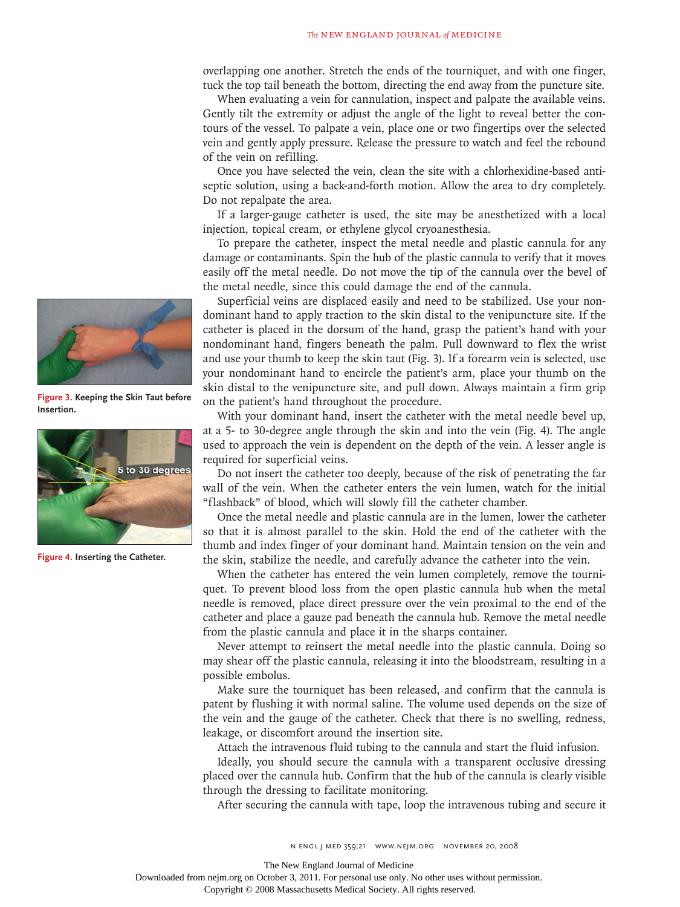overlapping one another. Stretch the ends of the tourniquet, and with one finger, tuck the top tail beneath the bottom, directing the end away from the puncture site.

When evaluating a vein for cannulation, inspect and palpate the available veins. Gently tilt the extremity or adjust the angle of the light to reveal better the contours of the vessel. To palpate a vein, place one or two fingertips over the selected vein and gently apply pressure. Release the pressure to watch and feel the rebound of the vein on refilling.

Once you have selected the vein, clean the site with a chlorhexidine-based antiseptic solution, using a back-and-forth motion. Allow the area to dry completely. Do not repalpate the area.

If a larger-gauge catheter is used, the site may be anesthetized with a local injection, topical cream, or ethylene glycol cryoanesthesia.

To prepare the catheter, inspect the metal needle and plastic cannula for any damage or contaminants. Spin the hub of the plastic cannula to verify that it moves easily off the metal needle. Do not move the tip of the cannula over the bevel of the metal needle, since this could damage the end of the cannula.

Superficial veins are displaced easily and need to be stabilized. Use your nondominant hand to apply traction to the skin distal to the venipuncture site. If the catheter is placed in the dorsum of the hand, grasp the patient's hand with your nondominant hand, fingers beneath the palm. Pull downward to flex the wrist and use your thumb to keep the skin taut (Fig. 3). If a forearm vein is selected, use your nondominant hand to encircle the patient's arm, place your thumb on the skin distal to the venipuncture site, and pull down. Always maintain a firm grip on the patient's hand throughout the procedure.

**Figure 3. Keeping the Skin Taut before Insertion.**

With your dominant hand, insert the catheter with the metal needle bevel up, at a 5- to 30-degree angle through the skin and into the vein (Fig. 4). The angle used to approach the vein is dependent on the depth of the vein. A lesser angle is required for superficial veins.

**Figure 4. Inserting the Catheter.**

Do not insert the catheter too deeply, because of the risk of penetrating the far wall of the vein. When the catheter enters the vein lumen, watch for the initial "flashback" of blood, which will slowly fill the catheter chamber.

Once the metal needle and plastic cannula are in the lumen, lower the catheter so that it is almost parallel to the skin. Hold the end of the catheter with the thumb and index finger of your dominant hand. Maintain tension on the vein and the skin, stabilize the needle, and carefully advance the catheter into the vein.

When the catheter has entered the vein lumen completely, remove the tourniquet. To prevent blood loss from the open plastic cannula hub when the metal needle is removed, place direct pressure over the vein proximal to the end of the catheter and place a gauze pad beneath the cannula hub. Remove the metal needle from the plastic cannula and place it in the sharps container.

Never attempt to reinsert the metal needle into the plastic cannula. Doing so may shear off the plastic cannula, releasing it into the bloodstream, resulting in a possible embolus.

Make sure the tourniquet has been released, and confirm that the cannula is patent by flushing it with normal saline. The volume used depends on the size of the vein and the gauge of the catheter. Check that there is no swelling, redness, leakage, or discomfort around the insertion site.

Attach the intravenous fluid tubing to the cannula and start the fluid infusion.

Ideally, you should secure the cannula with a transparent occlusive dressing placed over the cannula hub. Confirm that the hub of the cannula is clearly visible through the dressing to facilitate monitoring.

After securing the cannula with tape, loop the intravenous tubing and secure it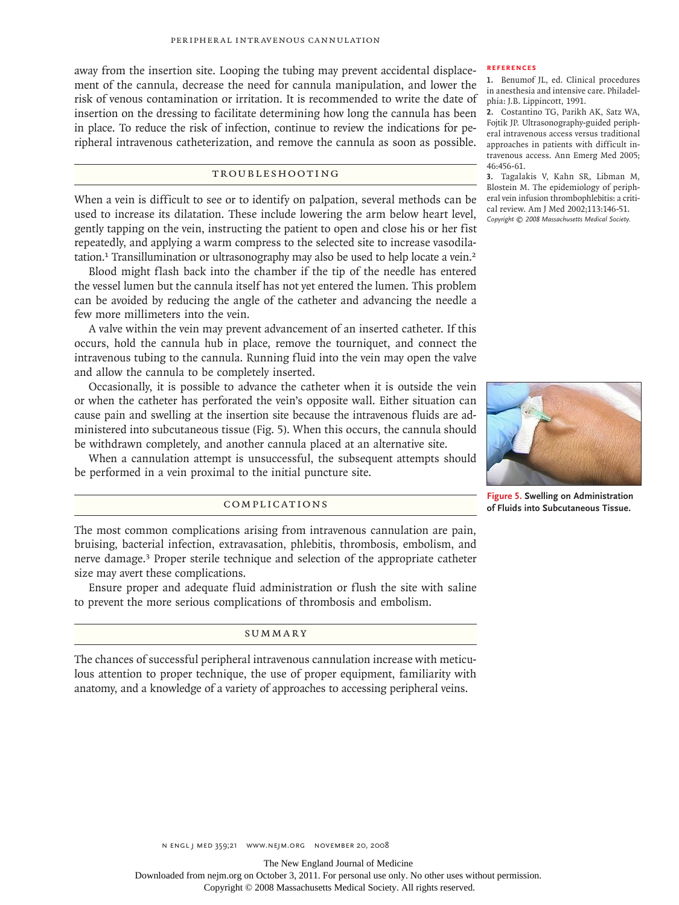away from the insertion site. Looping the tubing may prevent accidental displacement of the cannula, decrease the need for cannula manipulation, and lower the risk of venous contamination or irritation. It is recommended to write the date of insertion on the dressing to facilitate determining how long the cannula has been in place. To reduce the risk of infection, continue to review the indications for peripheral intravenous catheterization, and remove the cannula as soon as possible.

## TROUBLESHOOTING

When a vein is difficult to see or to identify on palpation, several methods can be used to increase its dilatation. These include lowering the arm below heart level, gently tapping on the vein, instructing the patient to open and close his or her fist repeatedly, and applying a warm compress to the selected site to increase vasodilatation.[1] Transillumination or ultrasonography may also be used to help locate a vein.[2]

Blood might flash back into the chamber if the tip of the needle has entered the vessel lumen but the cannula itself has not yet entered the lumen. This problem can be avoided by reducing the angle of the catheter and advancing the needle a few more millimeters into the vein.

A valve within the vein may prevent advancement of an inserted catheter. If this occurs, hold the cannula hub in place, remove the tourniquet, and connect the intravenous tubing to the cannula. Running fluid into the vein may open the valve and allow the cannula to be completely inserted.

Occasionally, it is possible to advance the catheter when it is outside the vein or when the catheter has perforated the vein's opposite wall. Either situation can cause pain and swelling at the insertion site because the intravenous fluids are administered into subcutaneous tissue (Fig. 5). When this occurs, the cannula should be withdrawn completely, and another cannula placed at an alternative site.

When a cannulation attempt is unsuccessful, the subsequent attempts should be performed in a vein proximal to the initial puncture site.

**Figure 5.** Swelling on Administration of Fluids into Subcutaneous Tissue.

## COMPLICATIONS

The most common complications arising from intravenous cannulation are pain, bruising, bacterial infection, extravasation, phlebitis, thrombosis, embolism, and nerve damage.[3] Proper sterile technique and selection of the appropriate catheter size may avert these complications.

Ensure proper and adequate fluid administration or flush the site with saline to prevent the more serious complications of thrombosis and embolism.

## SUMMARY

The chances of successful peripheral intravenous cannulation increase with meticulous attention to proper technique, the use of proper equipment, familiarity with anatomy, and a knowledge of a variety of approaches to accessing peripheral veins.

## REFERENCES

1. Benumof JL, ed. Clinical procedures in anesthesia and intensive care. Philadelphia: J.B. Lippincott, 1991.
2. Costantino TG, Parikh AK, Satz WA, Fojtik JP. Ultrasonography-guided peripheral intravenous access versus traditional approaches in patients with difficult intravenous access. Ann Emerg Med 2005;46:456-61.
3. Tagalakis V, Kahn SR, Libman M, Blostein M. The epidemiology of peripheral vein infusion thrombophlebitis: a critical review. Am J Med 2002;113:146-51.

*Copyright © 2008 Massachusetts Medical Society.*